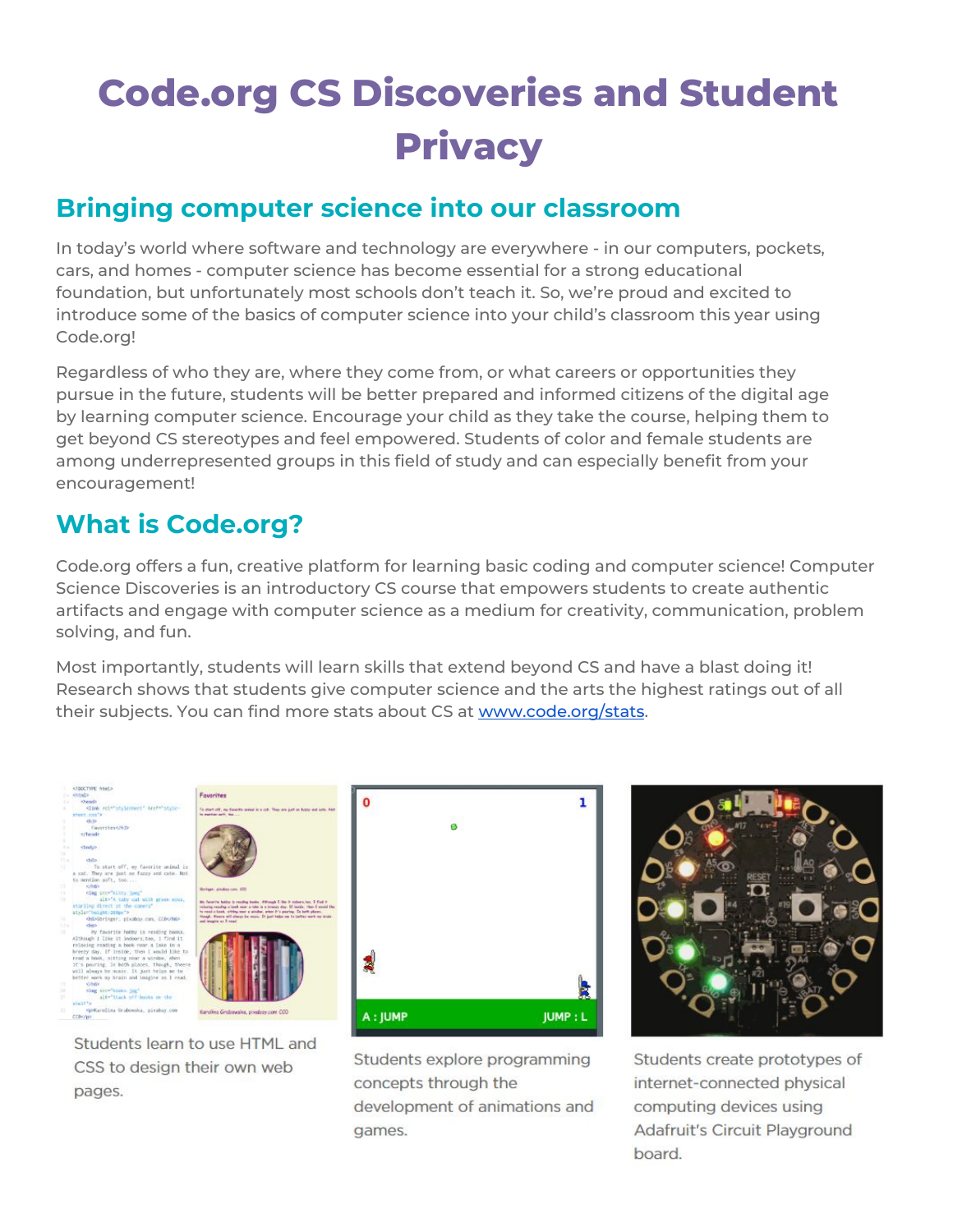# Code.org CS Discoveries and Student Privacy

## Bringing computer science into our classroom

In today's world where software and technology are everywhere - in our computers, pockets, cars, and homes - computer science has become essential for a strong educational foundation, but unfortunately most schools don't teach it. So, we're proud and excited to introduce some of the basics of computer science into your child's classroom this year using Code.org!

Regardless of who they are, where they come from, or what careers or opportunities they pursue in the future, students will be better prepared and informed citizens of the digital age by learning computer science. Encourage your child as they take the course, helping them to get beyond CS stereotypes and feel empowered. Students of color and female students are among underrepresented groups in this field of study and can especially benefit from your encouragement!

## What is Code.org?

Code.org offers a fun, creative platform for learning basic coding and computer science! Computer Science Discoveries is an introductory CS course that empowers students to create authentic artifacts and engage with computer science as a medium for creativity, communication, problem solving, and fun.

Most importantly, students will learn skills that extend beyond CS and have a blast doing it! Research shows that students give computer science and the arts the highest ratings out of all their subjects. You can find more stats about CS at [www.code.org/stats](http://www.code.org/stats).

Students learn to use HTML and CSS to design their own web pages.

Students explore programming concepts through the development of animations and games.

Students create prototypes of internet-connected physical computing devices using Adafruit's Circuit Playground board.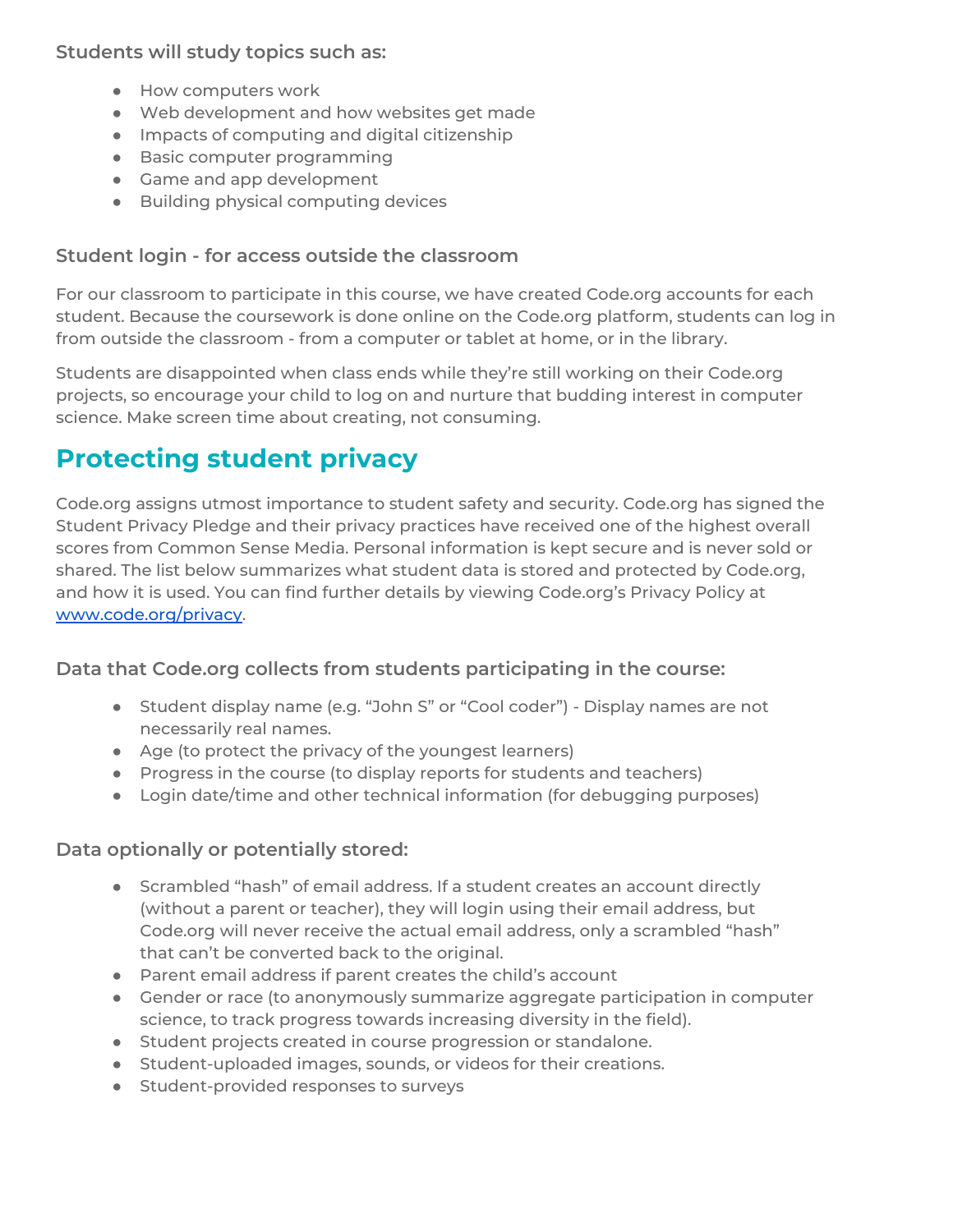**Students will study topics such as:**

- How computers work
- Web development and how websites get made
- Impacts of computing and digital citizenship
- Basic computer programming
- Game and app development
- Building physical computing devices

### Student login - for access outside the classroom

For our classroom to participate in this course, we have created Code.org accounts for each student. Because the coursework is done online on the Code.org platform, students can log in from outside the classroom - from a computer or tablet at home, or in the library.

Students are disappointed when class ends while they're still working on their Code.org projects, so encourage your child to log on and nurture that budding interest in computer science. Make screen time about creating, not consuming.

## Protecting student privacy

Code.org assigns utmost importance to student safety and security. Code.org has signed the Student Privacy Pledge and their privacy practices have received one of the highest overall scores from Common Sense Media. Personal information is kept secure and is never sold or shared. The list below summarizes what student data is stored and protected by Code.org, and how it is used. You can find further details by viewing Code.org's Privacy Policy at [www.code.org/privacy](www.code.org/privacy).

### Data that Code.org collects from students participating in the course:

- Student display name (e.g. "John S" or "Cool coder") - Display names are not necessarily real names.
- Age (to protect the privacy of the youngest learners)
- Progress in the course (to display reports for students and teachers)
- Login date/time and other technical information (for debugging purposes)

### Data optionally or potentially stored:

- Scrambled "hash" of email address. If a student creates an account directly (without a parent or teacher), they will login using their email address, but Code.org will never receive the actual email address, only a scrambled "hash" that can't be converted back to the original.
- Parent email address if parent creates the child's account
- Gender or race (to anonymously summarize aggregate participation in computer science, to track progress towards increasing diversity in the field).
- Student projects created in course progression or standalone.
- Student-uploaded images, sounds, or videos for their creations.
- Student-provided responses to surveys